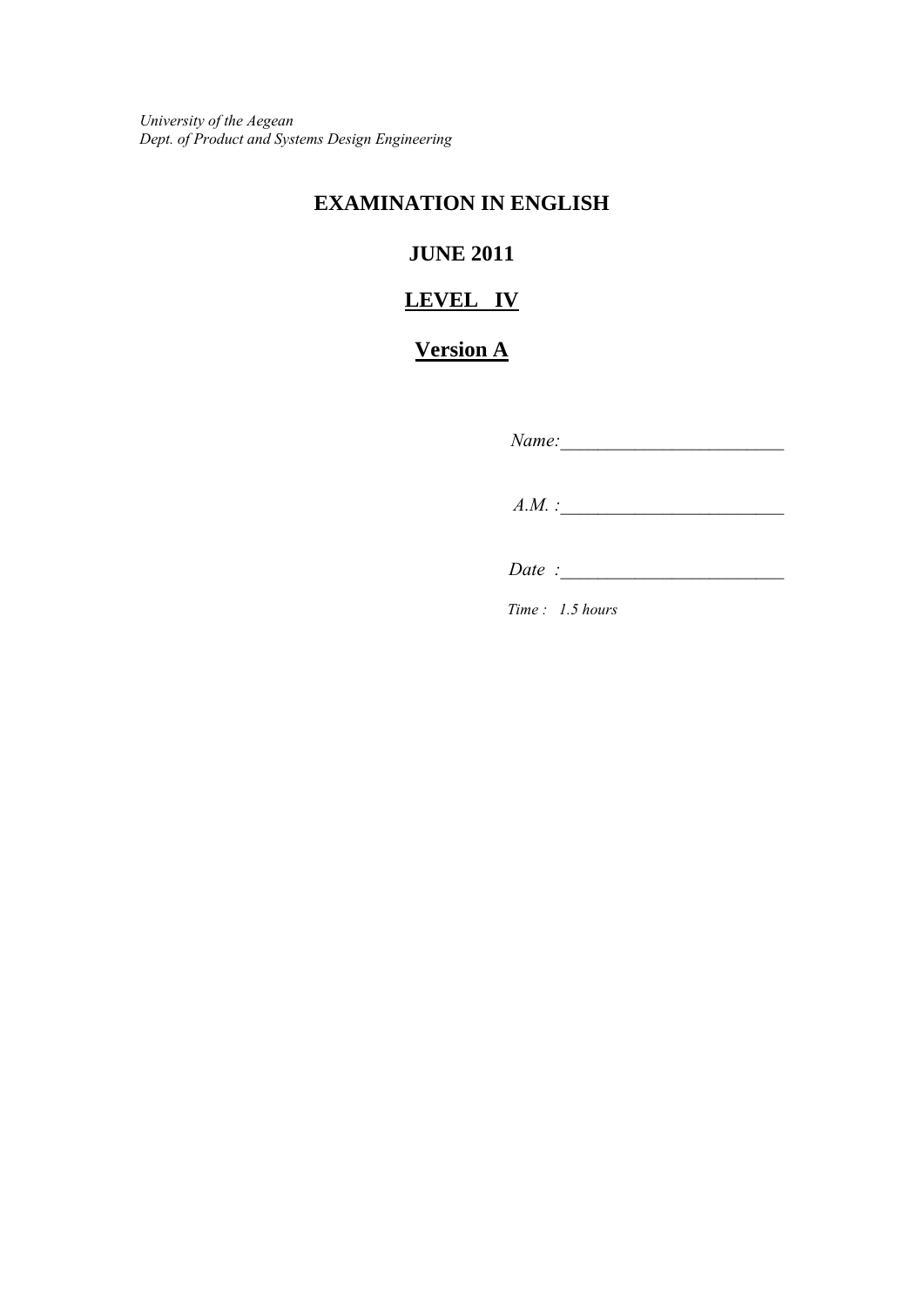*University of the Aegean*
*Dept. of Product and Systems Design Engineering*

# EXAMINATION IN ENGLISH

## JUNE 2011

## LEVEL IV

## Version A

*Name:*________________________

*A.M. :*________________________

*Date :*________________________

*Time : 1.5 hours*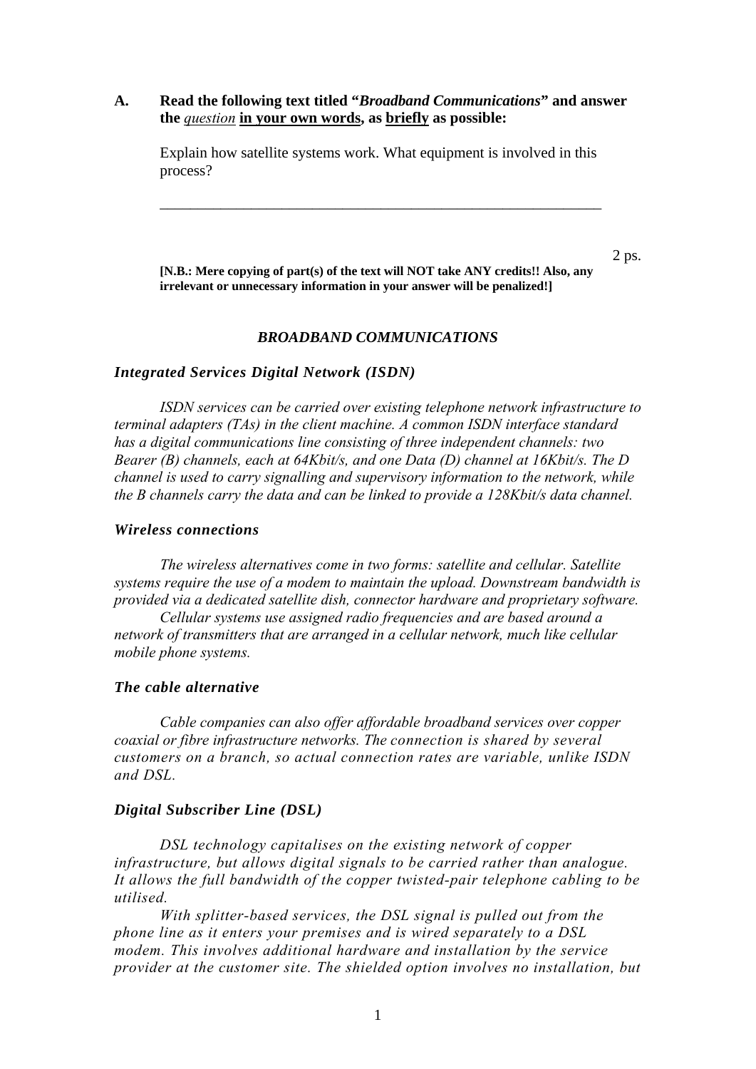**A. Read the following text titled "*Broadband Communications*" and answer the *question* in your own words, as briefly as possible:**

Explain how satellite systems work. What equipment is involved in this process?

\_\_\_\_\_\_\_\_\_\_\_\_\_\_\_\_\_\_\_\_\_\_\_\_\_\_\_\_\_\_\_\_\_\_\_\_\_\_\_\_\_\_\_\_\_\_\_\_\_\_\_\_\_\_\_\_\_\_\_\_

2 ps.

**[N.B.: Mere copying of part(s) of the text will NOT take ANY credits!! Also, any irrelevant or unnecessary information in your answer will be penalized!]**

## *BROADBAND COMMUNICATIONS*

### *Integrated Services Digital Network (ISDN)*

*ISDN services can be carried over existing telephone network infrastructure to terminal adapters (TAs) in the client machine. A common ISDN interface standard has a digital communications line consisting of three independent channels: two Bearer (B) channels, each at 64Kbit/s, and one Data (D) channel at 16Kbit/s. The D channel is used to carry signalling and supervisory information to the network, while the B channels carry the data and can be linked to provide a 128Kbit/s data channel.*

### *Wireless connections*

*The wireless alternatives come in two forms: satellite and cellular. Satellite systems require the use of a modem to maintain the upload. Downstream bandwidth is provided via a dedicated satellite dish, connector hardware and proprietary software.*

*Cellular systems use assigned radio frequencies and are based around a network of transmitters that are arranged in a cellular network, much like cellular mobile phone systems.*

### *The cable alternative*

*Cable companies can also offer affordable broadband services over copper coaxial or fibre infrastructure networks. The connection is shared by several customers on a branch, so actual connection rates are variable, unlike ISDN and DSL.*

### *Digital Subscriber Line (DSL)*

*DSL technology capitalises on the existing network of copper infrastructure, but allows digital signals to be carried rather than analogue. It allows the full bandwidth of the copper twisted-pair telephone cabling to be utilised.*

*With splitter-based services, the DSL signal is pulled out from the phone line as it enters your premises and is wired separately to a DSL modem. This involves additional hardware and installation by the service provider at the customer site. The shielded option involves no installation, but*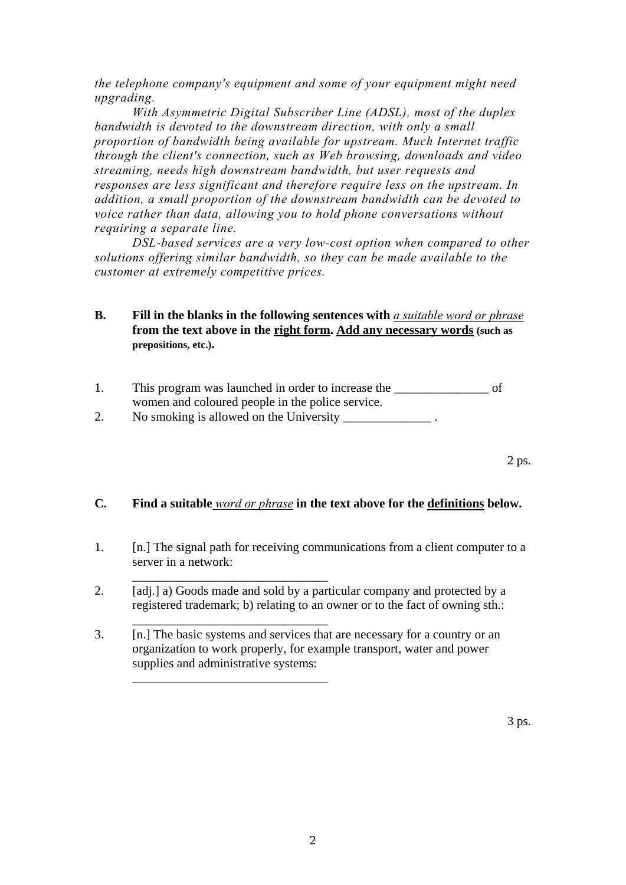*the telephone company's equipment and some of your equipment might need upgrading.*

*With Asymmetric Digital Subscriber Line (ADSL), most of the duplex bandwidth is devoted to the downstream direction, with only a small proportion of bandwidth being available for upstream. Much Internet traffic through the client's connection, such as Web browsing, downloads and video streaming, needs high downstream bandwidth, but user requests and responses are less significant and therefore require less on the upstream. In addition, a small proportion of the downstream bandwidth can be devoted to voice rather than data, allowing you to hold phone conversations without requiring a separate line.*

*DSL-based services are a very low-cost option when compared to other solutions offering similar bandwidth, so they can be made available to the customer at extremely competitive prices.*

**B. Fill in the blanks in the following sentences with** ***a suitable word or phrase*** **from the text above in the** **right form**. **Add any necessary words** **(such as prepositions, etc.).**

1. This program was launched in order to increase the _______________ of women and coloured people in the police service.
2. No smoking is allowed on the University ______________ .

2 ps.

**C. Find a suitable** ***word or phrase*** **in the text above for the** **definitions** **below.**

1. [n.] The signal path for receiving communications from a client computer to a server in a network:
   _______________________________
2. [adj.] a) Goods made and sold by a particular company and protected by a registered trademark; b) relating to an owner or to the fact of owning sth.:
   _______________________________
3. [n.] The basic systems and services that are necessary for a country or an organization to work properly, for example transport, water and power supplies and administrative systems:
   _______________________________

3 ps.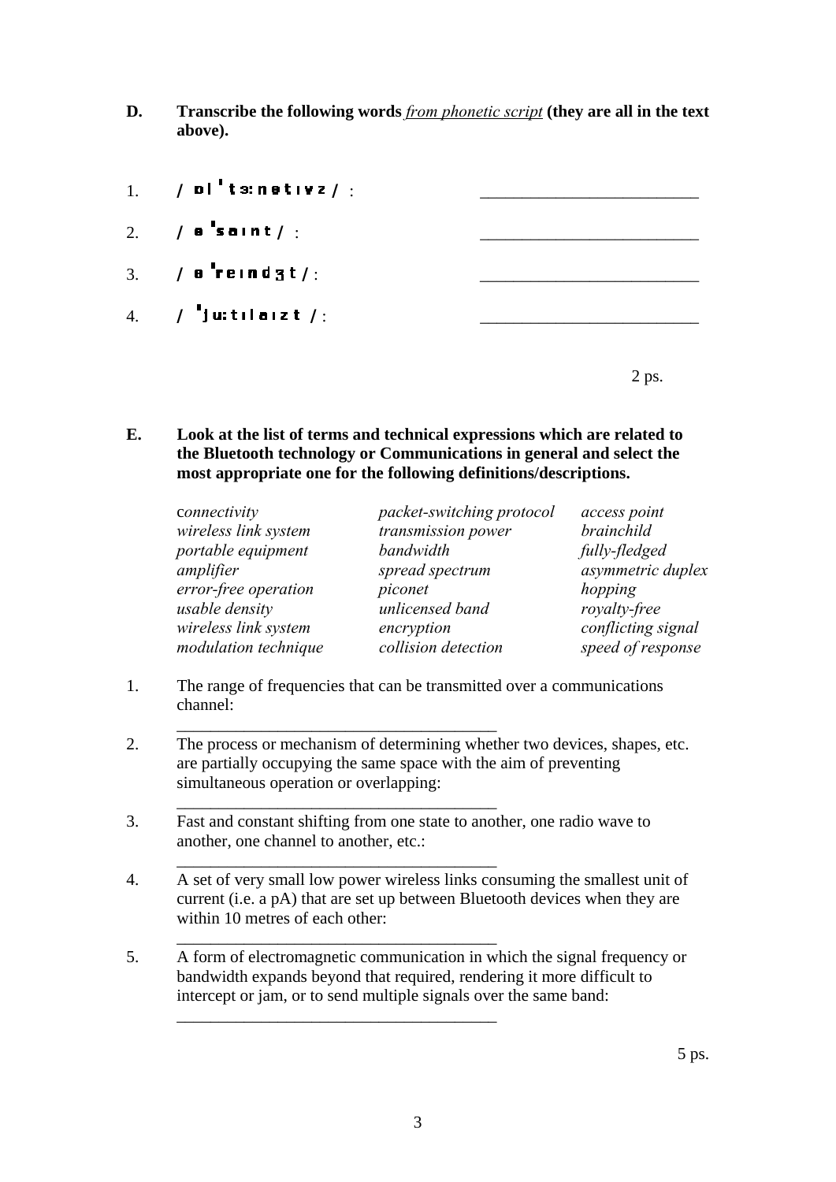**D.** **Transcribe the following words** ***from phonetic script*** **(they are all in the text above).**

1. /ɒlˈtɜːnətɪvz/ : ____________________________

2. /əˈsaɪnt/ : ____________________________

3. /əˈreɪndʒt/ : ____________________________

4. /ˈjuːtɪlaɪzt/ : ____________________________

2 ps.

**E.** **Look at the list of terms and technical expressions which are related to the Bluetooth technology or Communications in general and select the most appropriate one for the following definitions/descriptions.**

| | | |
|---|---|---|
| *connectivity* | *packet-switching protocol* | *access point* |
| *wireless link system* | *transmission power* | *brainchild* |
| *portable equipment* | *bandwidth* | *fully-fledged* |
| *amplifier* | *spread spectrum* | *asymmetric duplex* |
| *error-free operation* | *piconet* | *hopping* |
| *usable density* | *unlicensed band* | *royalty-free* |
| *wireless link system* | *encryption* | *conflicting signal* |
| *modulation technique* | *collision detection* | *speed of response* |

1. The range of frequencies that can be transmitted over a communications channel:
   ______________________________________

2. The process or mechanism of determining whether two devices, shapes, etc. are partially occupying the same space with the aim of preventing simultaneous operation or overlapping:
   ______________________________________

3. Fast and constant shifting from one state to another, one radio wave to another, one channel to another, etc.:
   ______________________________________

4. A set of very small low power wireless links consuming the smallest unit of current (i.e. a pA) that are set up between Bluetooth devices when they are within 10 metres of each other:
   ______________________________________

5. A form of electromagnetic communication in which the signal frequency or bandwidth expands beyond that required, rendering it more difficult to intercept or jam, or to send multiple signals over the same band:
   ______________________________________

5 ps.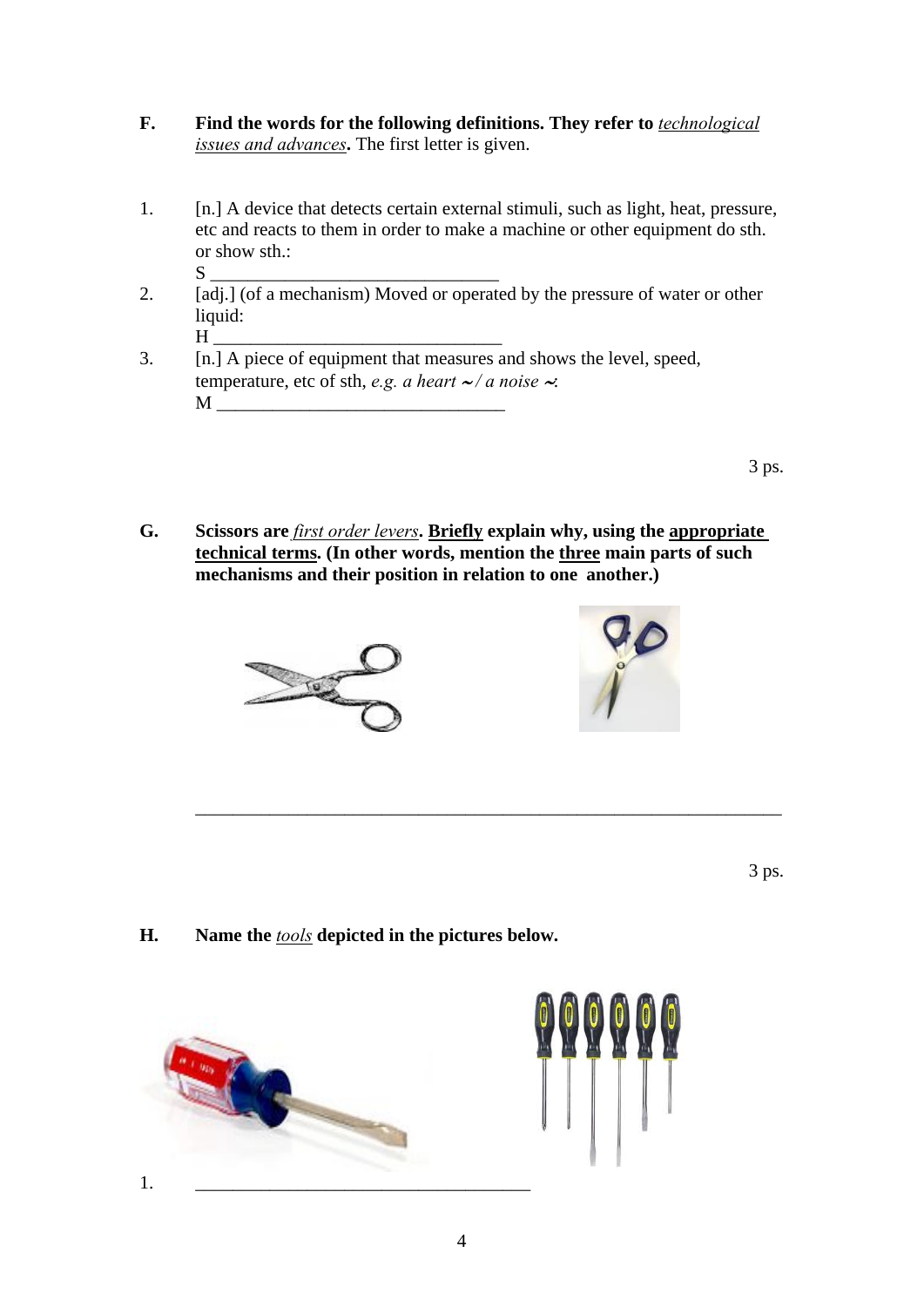**F.** **Find the words for the following definitions. They refer to *technological issues and advances*.** The first letter is given.

1. [n.] A device that detects certain external stimuli, such as light, heat, pressure, etc and reacts to them in order to make a machine or other equipment do sth. or show sth.:
   S ______________________________
2. [adj.] (of a mechanism) Moved or operated by the pressure of water or other liquid:
   H ______________________________
3. [n.] A piece of equipment that measures and shows the level, speed, temperature, etc of sth, *e.g. a heart ~ / a noise ~*:
   M ______________________________

3 ps.

**G.** **Scissors are *first order levers*. Briefly explain why, using the appropriate technical terms. (In other words, mention the three main parts of such mechanisms and their position in relation to one another.)**

______________________________________________________________

3 ps.

**H.** **Name the *tools* depicted in the pictures below.**

1. ____________________________________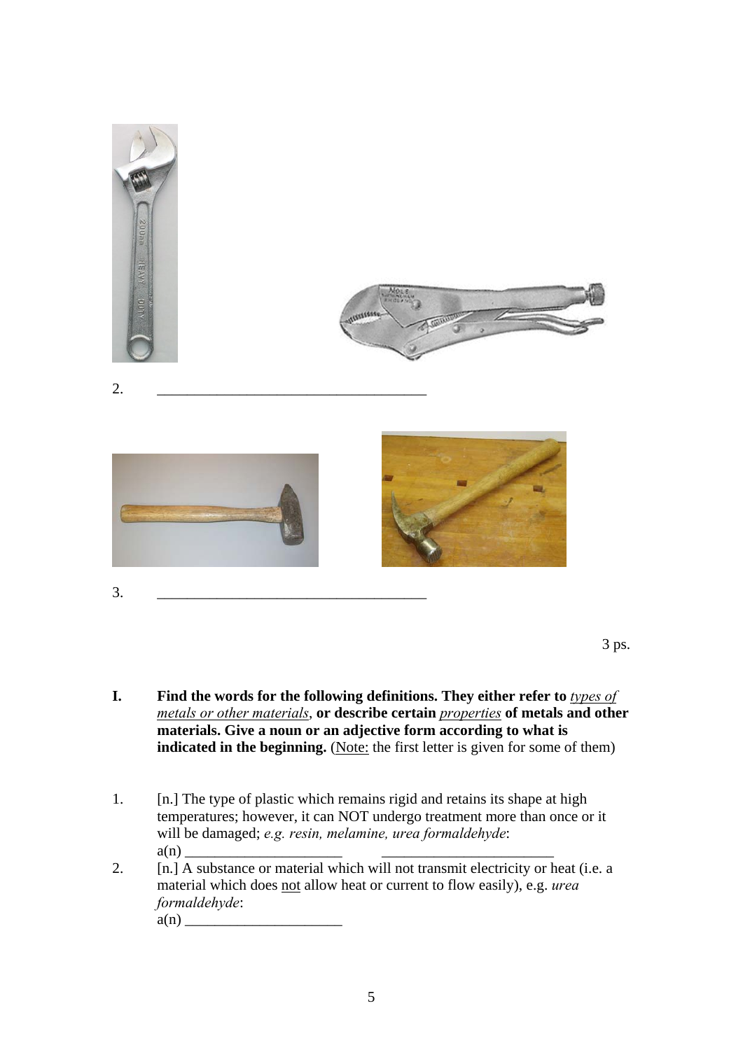2. ___________________________________

3. ___________________________________

3 ps.

**I. Find the words for the following definitions. They either refer to *types of metals or other materials*, or describe certain *properties* of metals and other materials. Give a noun or an adjective form according to what is indicated in the beginning.** (Note: the first letter is given for some of them)

1. [n.] The type of plastic which remains rigid and retains its shape at high temperatures; however, it can NOT undergo treatment more than once or it will be damaged; *e.g. resin, melamine, urea formaldehyde*:
   a(n) ____________________ ______________________
2. [n.] A substance or material which will not transmit electricity or heat (i.e. a material which does not allow heat or current to flow easily), e.g. *urea formaldehyde*:
   a(n) ____________________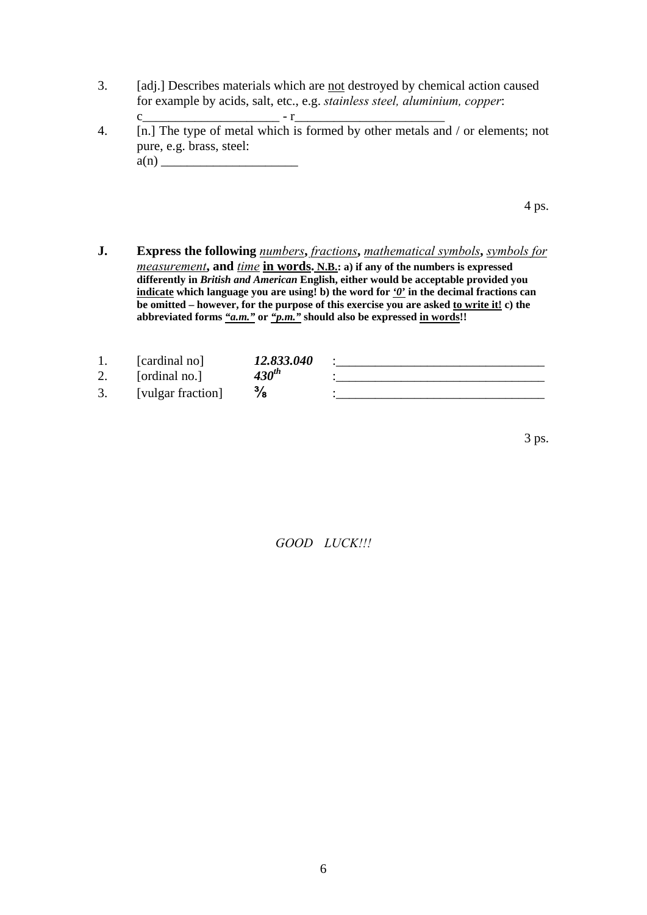3. [adj.] Describes materials which are not destroyed by chemical action caused for example by acids, salt, etc., e.g. *stainless steel, aluminium, copper*:
   c____________________ - r______________________
4. [n.] The type of metal which is formed by other metals and / or elements; not pure, e.g. brass, steel:
   a(n) ____________________

4 ps.

**J. Express the following *numbers*, *fractions*, *mathematical symbols*, *symbols for measurement*, and *time* in words. N.B.: a) if any of the numbers is expressed differently in *British and American* English, either would be acceptable provided you indicate which language you are using! b) the word for *'0'* in the decimal fractions can be omitted – however, for the purpose of this exercise you are asked to write it! c) the abbreviated forms *"a.m."* or *"p.m."* should also be expressed in words!!**

| | | | |
|---|---|---|---|
| 1. | [cardinal no] | ***12.833.040*** | :______________________________ |
| 2. | [ordinal no.] | ***430$^{th}$*** | :______________________________ |
| 3. | [vulgar fraction] | $\frac{3}{8}$ | :______________________________ |

3 ps.

*GOOD LUCK!!!*